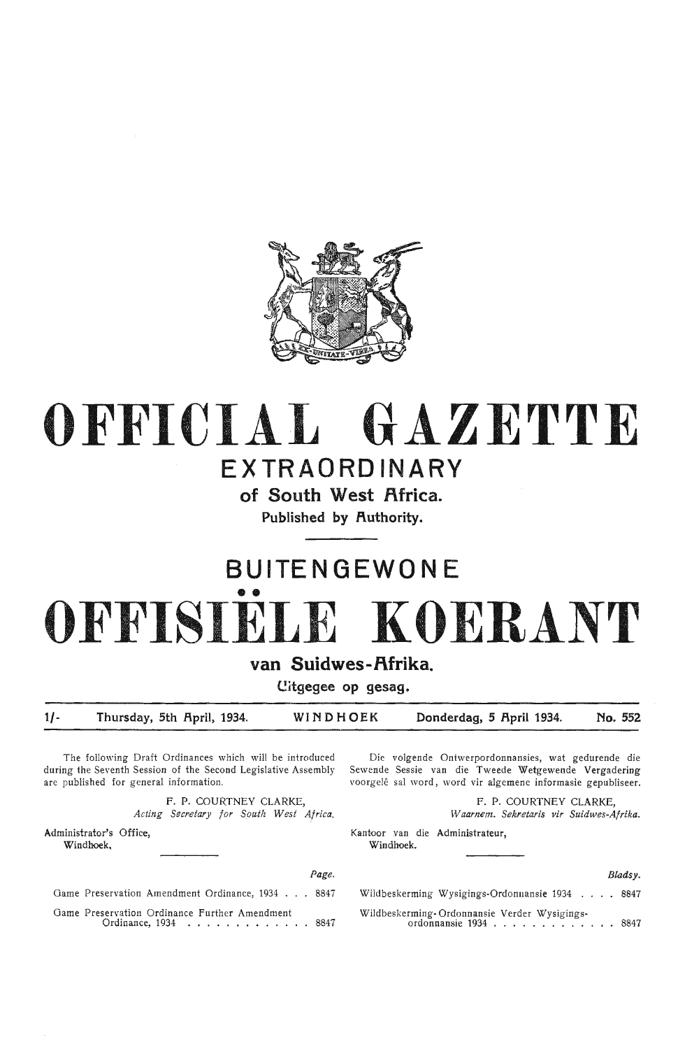# OFFICIAL GAZETTE

## EXTRAORDINARY

### of South West Africa.

Published by Authority.

# BUITENGEWONE OFFISIËLE KOERANT

### van Suidwes-Afrika.

Uitgegee op gesag.

1/- Thursday, 5th April, 1934. WINDHOEK Donderdag, 5 April 1934. No. 552

The following Draft Ordinances which will be introduced during the Seventh Session of the Second Legislative Assembly are published for general information.

F. P. COURTNEY CLARKE,
*Acting Secretary for South West Africa.*

Administrator's Office,
Windhoek,

| | Page. |
|---|---|
| Game Preservation Amendment Ordinance, 1934 | 8847 |
| Game Preservation Ordinance Further Amendment Ordinance, 1934 | 8847 |

Die volgende Ontwerpordonnansies, wat gedurende die Sewende Sessie van die Tweede Wetgewende Vergadering voorgelê sal word, word vir algemene informasie gepubliseer.

F. P. COURTNEY CLARKE,
*Waarnem. Sekretaris vir Suidwes-Afrika.*

Kantoor van die Administrateur,
Windhoek.

| | Bladsy. |
|---|---|
| Wildbeskerming Wysigings-Ordonnansie 1934 | 8847 |
| Wildbeskerming-Ordonnansie Verder Wysigings-ordonnansie 1934 | 8847 |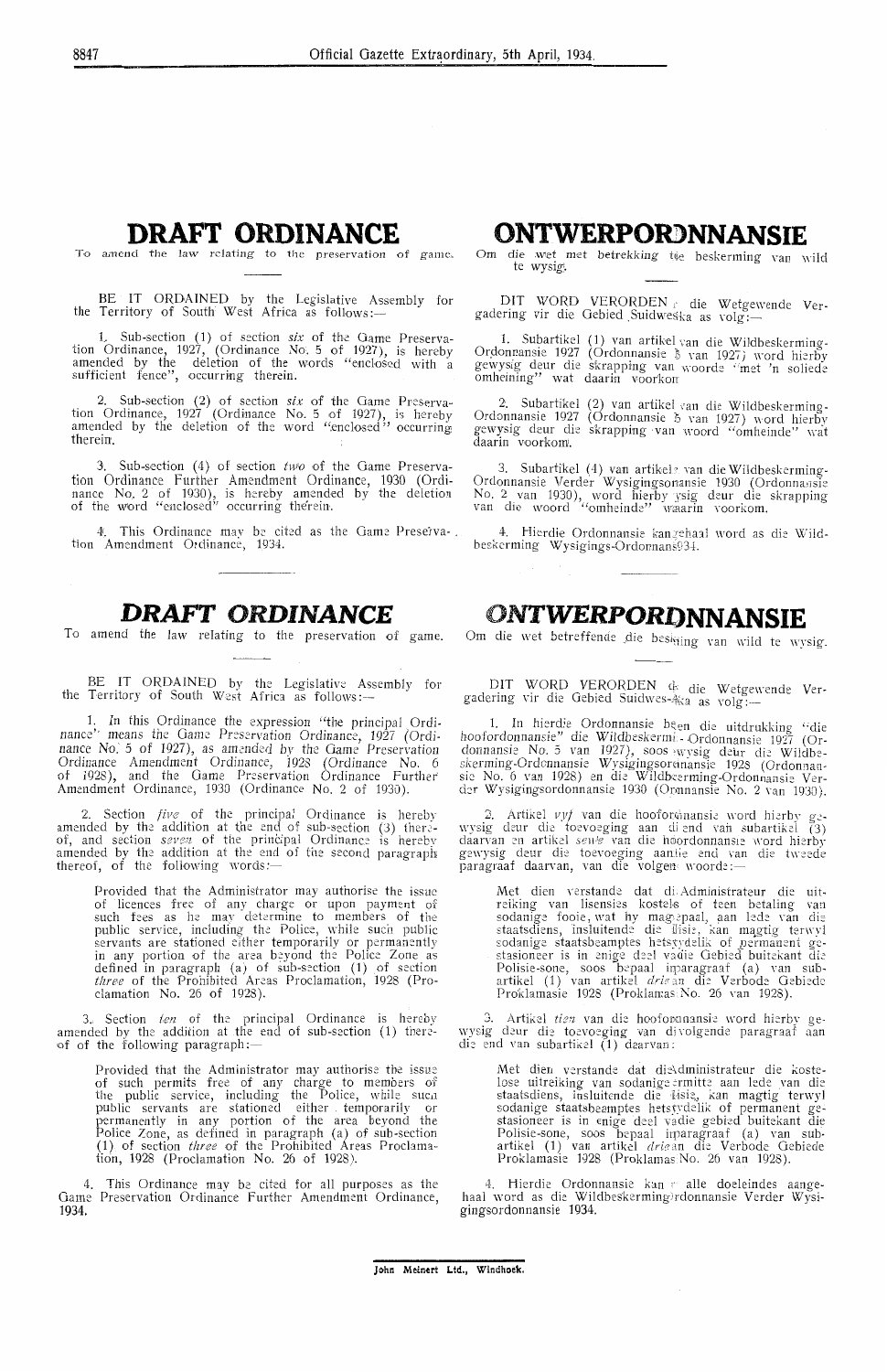# DRAFT ORDINANCE

To amend the law relating to the preservation of game.

BE IT ORDAINED by the Legislative Assembly for the Territory of South West Africa as follows:—

1. Sub-section (1) of section *six* of the Game Preservation Ordinance, 1927, (Ordinance No. 5 of 1927), is hereby amended by the deletion of the words "enclosed with a sufficient fence", occurring therein.

2. Sub-section (2) of section *six* of the Game Preservation Ordinance, 1927 (Ordinance No. 5 of 1927), is hereby amended by the deletion of the word "enclosed" occurring therein.

3. Sub-section (4) of section *two* of the Game Preservation Ordinance Further Amendment Ordinance, 1930 (Ordinance No. 2 of 1930), is hereby amended by the deletion of the word "enclosed" occurring therein.

4. This Ordinance may be cited as the Game Preservation Amendment Ordinance, 1934.

# ONTWERPORDONNANSIE

Om die wet met betrekking tot die beskerming van wild te wysig.

DIT WORD VERORDEN deur die Wetgewende Vergadering vir die Gebied Suidwes-Afrika as volg:—

1. Subartikel (1) van artikel *ses* van die Wildbeskerming-Ordonnansie 1927 (Ordonnansie 5 van 1927) word hierby gewysig deur die skrapping van woorde "met 'n soliede omheining" wat daarin voorkom.

2. Subartikel (2) van artikel *ses* van die Wildbeskerming-Ordonnansie 1927 (Ordonnansie 5 van 1927) word hierby gewysig deur die skrapping van woord "omheinde" wat daarin voorkom.

3. Subartikel (4) van artikel *twee* van die Wildbeskerming-Ordonnansie Verder Wysigingsordonnansie 1930 (Ordonnansie No. 2 van 1930), word hierby gewysig deur die skrapping van die woord "omheinde" waarin voorkom.

4. Hierdie Ordonnansie kan aangehaal word as die Wildbeskerming Wysigings-Ordonnansie 1934.

# DRAFT ORDINANCE

To amend the law relating to the preservation of game.

BE IT ORDAINED by the Legislative Assembly for the Territory of South West Africa as follows:—

1. In this Ordinance the expression "the principal Ordinance" means the Game Preservation Ordinance, 1927 (Ordinance No. 5 of 1927), as amended by the Game Preservation Ordinance Amendment Ordinance, 1928 (Ordinance No. 6 of 1928), and the Game Preservation Ordinance Further Amendment Ordinance, 1930 (Ordinance No. 2 of 1930).

2. Section *five* of the principal Ordinance is hereby amended by the addition at the end of sub-section (3) thereof, and section *seven* of the principal Ordinance is hereby amended by the addition at the end of the second paragraph thereof, of the following words:—

> Provided that the Administrator may authorise the issue of licences free of any charge or upon payment of such fees as he may determine to members of the public service, including the Police, while such public servants are stationed either temporarily or permanently in any portion of the area beyond the Police Zone as defined in paragraph (a) of sub-section (1) of section *three* of the Prohibited Areas Proclamation, 1928 (Proclamation No. 26 of 1928).

3. Section *ten* of the principal Ordinance is hereby amended by the addition at the end of sub-section (1) thereof of the following paragraph:—

> Provided that the Administrator may authorise the issue of such permits free of any charge to members of the public service, including the Police, while such public servants are stationed either temporarily or permanently in any portion of the area beyond the Police Zone, as defined in paragraph (a) of sub-section (1) of section *three* of the Prohibited Areas Proclamation, 1928 (Proclamation No. 26 of 1928).

4. This Ordinance may be cited for all purposes as the Game Preservation Ordinance Further Amendment Ordinance, 1934.

# ONTWERPORDONNANSIE

Om die wet betreffende die beskerming van wild te wysig.

DIT WORD VERORDEN deur die Wetgewende Vergadering vir die Gebied Suidwes-Afrika as volg:—

1. In hierdie Ordonnansie beteken die uitdrukking "die hoofordonnansie" die Wildbeskerming-Ordonnansie 1927 (Ordonnansie No. 5 van 1927), soos gewysig deur die Wildbeskerming-Ordonnansie Wysigingsordonnansie 1928 (Ordonnansie No. 6 van 1928) en die Wildbeskerming-Ordonnansie Verder Wysigingsordonnansie 1930 (Ordonnansie No. 2 van 1930).

2. Artikel *vyf* van die hoofordonnansie word hierby gewysig deur die toevoeging aan die end van subartikel (3) daarvan en artikel *sewe* van die hoofordonnansie word hierby gewysig deur die toevoeging aan die end van die tweede paragraaf daarvan, van die volgende woorde:—

> Met dien verstande dat die Administrateur die uitreiking van lisensies kosteloos of teen betaling van sodanige fooie, wat hy mag bepaal, aan lede van die staatsdiens, insluitende die Polisie, kan magtig terwyl sodanige staatsbeamptes tydelik of permanent gestasioneer is in enige deel van die Gebied buitekant die Polisie-sone, soos bepaal in paragraaf (a) van subartikel (1) van artikel *drie* van die Verbode Gebiede Proklamasie 1928 (Proklamasie No. 26 van 1928).

3. Artikel *tien* van die hoofordonnansie word hierby gewysig deur die toevoeging van die volgende paragraaf aan die end van subartikel (1) daarvan:

> Met dien verstande dat die Administrateur die kostelose uitreiking van sodanige permitte aan lede van die staatsdiens, insluitende die Polisie, kan magtig terwyl sodanige staatsbeamptes tydelik of permanent gestasioneer is in enige deel van die gebied buitekant die Polisie-sone, soos bepaal in paragraaf (a) van subartikel (1) van artikel *drie* van die Verbode Gebiede Proklamasie 1928 (Proklamasie No. 26 van 1928).

4. Hierdie Ordonnansie kan vir alle doeleindes aangehaal word as die Wildbeskerming-Ordonnansie Verder Wysigingsordonnansie 1934.

John Meinert Ltd., Windhoek.